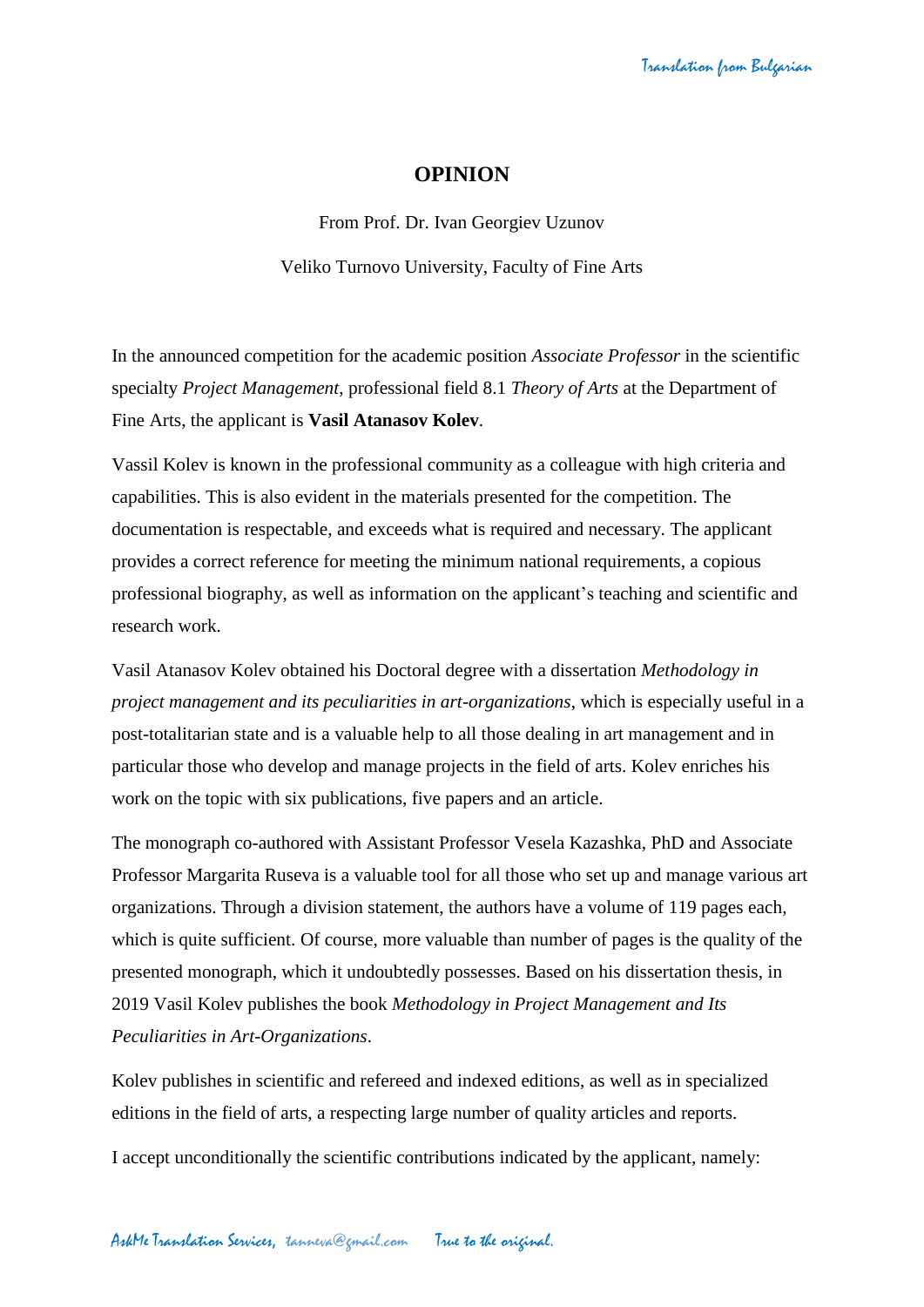# OPINION

From Prof. Dr. Ivan Georgiev Uzunov

Veliko Turnovo University, Faculty of Fine Arts

In the announced competition for the academic position *Associate Professor* in the scientific specialty *Project Management*, professional field 8.1 *Theory of Arts* at the Department of Fine Arts, the applicant is **Vasil Atanasov Kolev**.

Vassil Kolev is known in the professional community as a colleague with high criteria and capabilities. This is also evident in the materials presented for the competition. The documentation is respectable, and exceeds what is required and necessary. The applicant provides a correct reference for meeting the minimum national requirements, a copious professional biography, as well as information on the applicant's teaching and scientific and research work.

Vasil Atanasov Kolev obtained his Doctoral degree with a dissertation *Methodology in project management and its peculiarities in art-organizations*, which is especially useful in a post-totalitarian state and is a valuable help to all those dealing in art management and in particular those who develop and manage projects in the field of arts. Kolev enriches his work on the topic with six publications, five papers and an article.

The monograph co-authored with Assistant Professor Vesela Kazashka, PhD and Associate Professor Margarita Ruseva is a valuable tool for all those who set up and manage various art organizations. Through a division statement, the authors have a volume of 119 pages each, which is quite sufficient. Of course, more valuable than number of pages is the quality of the presented monograph, which it undoubtedly possesses. Based on his dissertation thesis, in 2019 Vasil Kolev publishes the book *Methodology in Project Management and Its Peculiarities in Art-Organizations*.

Kolev publishes in scientific and refereed and indexed editions, as well as in specialized editions in the field of arts, a respecting large number of quality articles and reports.

I accept unconditionally the scientific contributions indicated by the applicant, namely: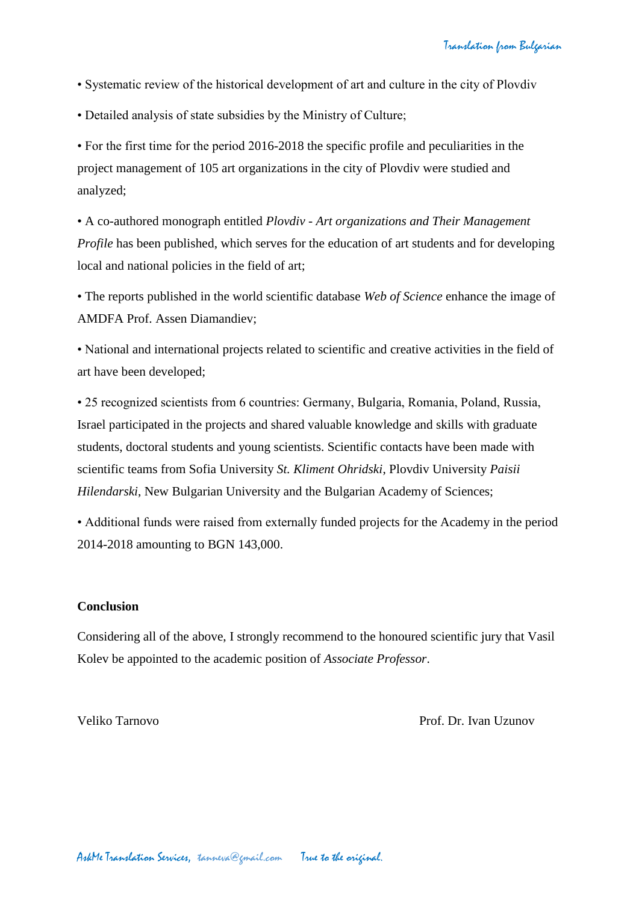• Systematic review of the historical development of art and culture in the city of Plovdiv

• Detailed analysis of state subsidies by the Ministry of Culture;

• For the first time for the period 2016-2018 the specific profile and peculiarities in the project management of 105 art organizations in the city of Plovdiv were studied and analyzed;

• A co-authored monograph entitled *Plovdiv - Art organizations and Their Management Profile* has been published, which serves for the education of art students and for developing local and national policies in the field of art;

• The reports published in the world scientific database *Web of Science* enhance the image of AMDFA Prof. Assen Diamandiev;

• National and international projects related to scientific and creative activities in the field of art have been developed;

• 25 recognized scientists from 6 countries: Germany, Bulgaria, Romania, Poland, Russia, Israel participated in the projects and shared valuable knowledge and skills with graduate students, doctoral students and young scientists. Scientific contacts have been made with scientific teams from Sofia University *St. Kliment Ohridski*, Plovdiv University *Paisii Hilendarski*, New Bulgarian University and the Bulgarian Academy of Sciences;

• Additional funds were raised from externally funded projects for the Academy in the period 2014-2018 amounting to BGN 143,000.

**Conclusion**

Considering all of the above, I strongly recommend to the honoured scientific jury that Vasil Kolev be appointed to the academic position of *Associate Professor*.

Veliko Tarnovo                                                                                                Prof. Dr. Ivan Uzunov